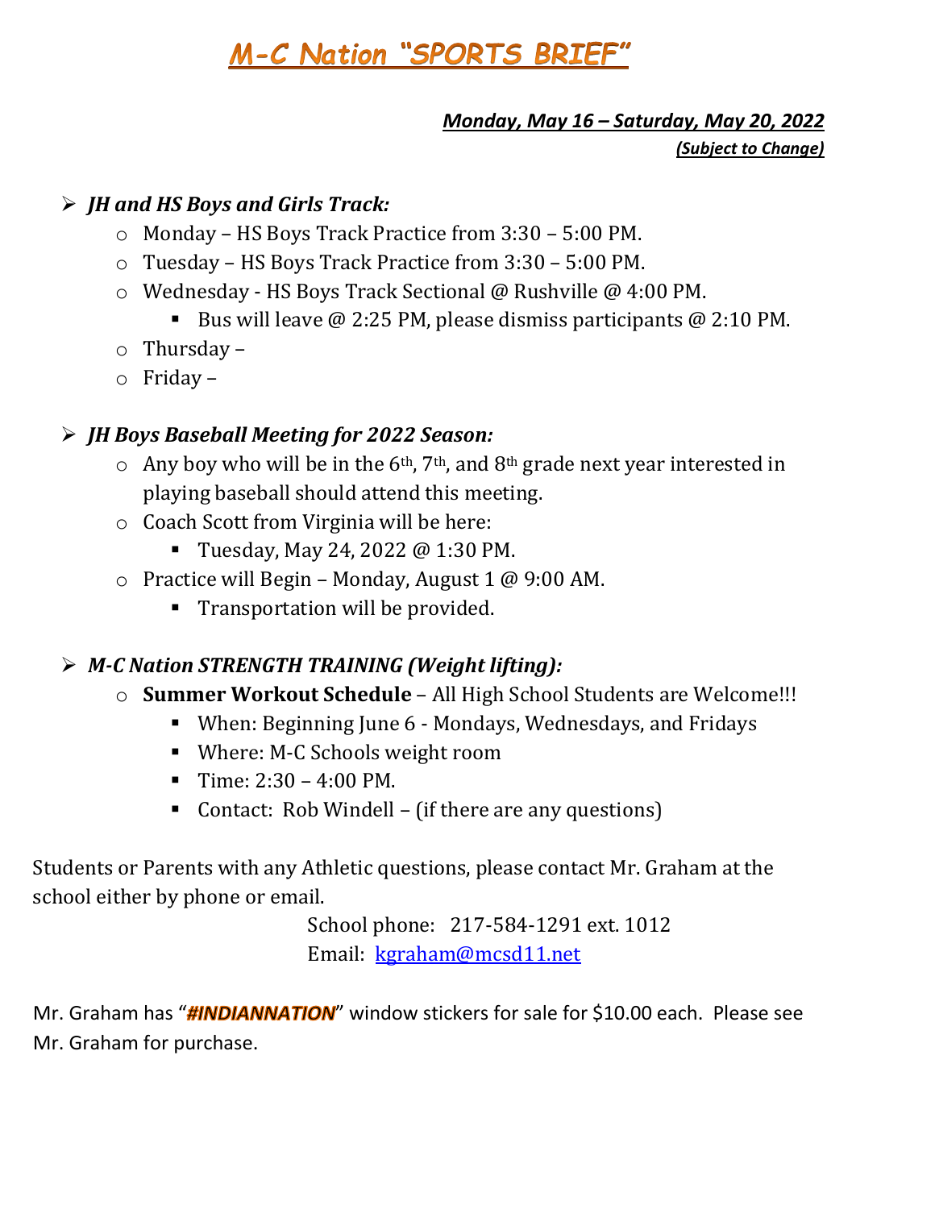# M-C Nation "SPORTS BRIEF"

***Monday, May 16 – Saturday, May 20, 2022***

***(Subject to Change)***

- ***JH and HS Boys and Girls Track:***
  - Monday – HS Boys Track Practice from 3:30 – 5:00 PM.
  - Tuesday – HS Boys Track Practice from 3:30 – 5:00 PM.
  - Wednesday - HS Boys Track Sectional @ Rushville @ 4:00 PM.
    - Bus will leave @ 2:25 PM, please dismiss participants @ 2:10 PM.
  - Thursday –
  - Friday –

- ***JH Boys Baseball Meeting for 2022 Season:***
  - Any boy who will be in the 6th, 7th, and 8th grade next year interested in playing baseball should attend this meeting.
  - Coach Scott from Virginia will be here:
    - Tuesday, May 24, 2022 @ 1:30 PM.
  - Practice will Begin – Monday, August 1 @ 9:00 AM.
    - Transportation will be provided.

- ***M-C Nation STRENGTH TRAINING (Weight lifting):***
  - **Summer Workout Schedule** – All High School Students are Welcome!!!
    - When: Beginning June 6 - Mondays, Wednesdays, and Fridays
    - Where: M-C Schools weight room
    - Time: 2:30 – 4:00 PM.
    - Contact: Rob Windell – (if there are any questions)

Students or Parents with any Athletic questions, please contact Mr. Graham at the school either by phone or email.

School phone: 217-584-1291 ext. 1012
Email: kgraham@mcsd11.net

Mr. Graham has "***#INDIANNATION***" window stickers for sale for $10.00 each. Please see Mr. Graham for purchase.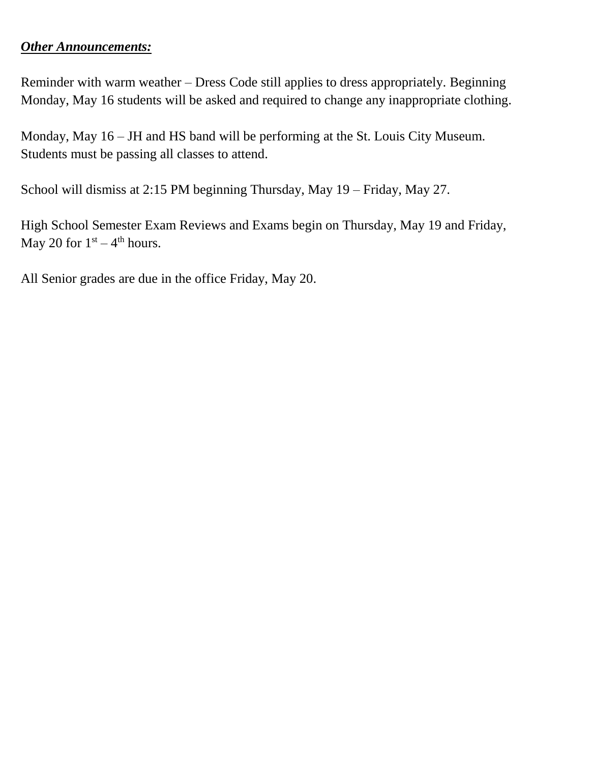***Other Announcements:***

Reminder with warm weather – Dress Code still applies to dress appropriately. Beginning Monday, May 16 students will be asked and required to change any inappropriate clothing.

Monday, May 16 – JH and HS band will be performing at the St. Louis City Museum. Students must be passing all classes to attend.

School will dismiss at 2:15 PM beginning Thursday, May 19 – Friday, May 27.

High School Semester Exam Reviews and Exams begin on Thursday, May 19 and Friday, May 20 for 1st – 4th hours.

All Senior grades are due in the office Friday, May 20.